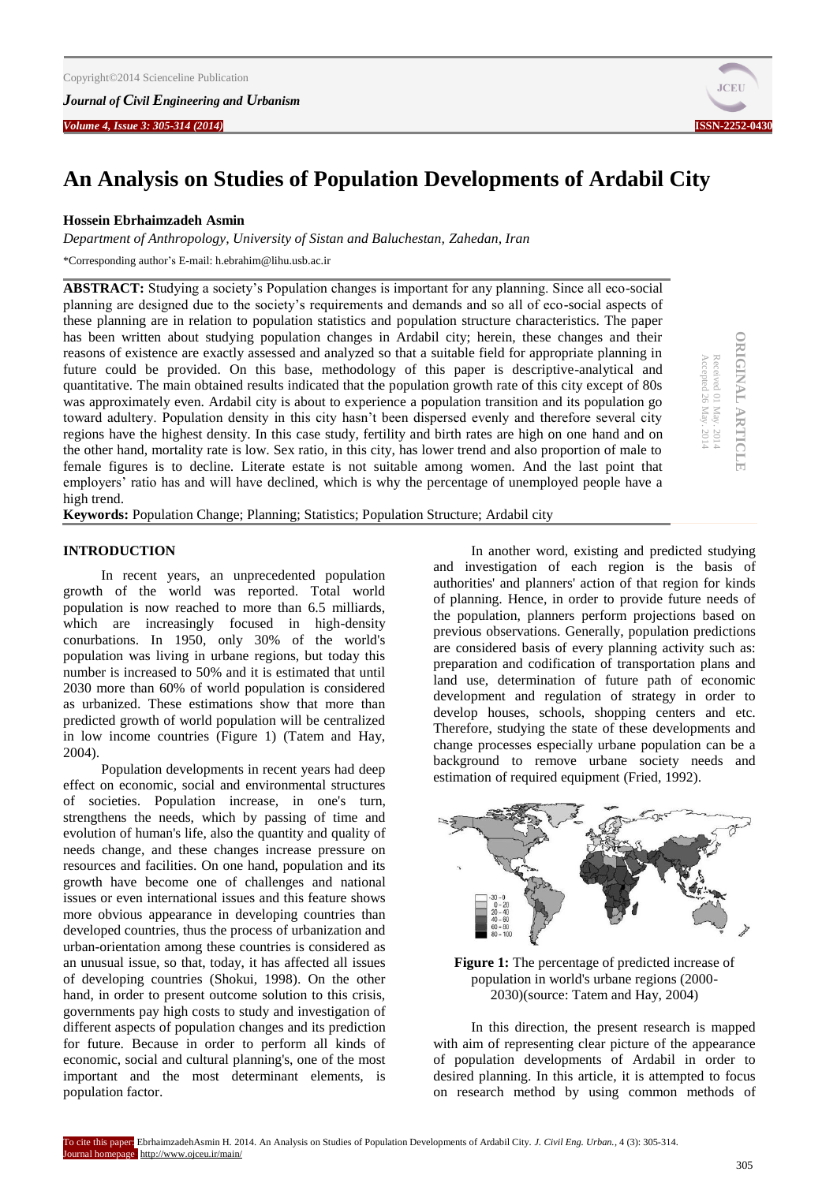# An Analysis on Studies of Population Developments of Ardabil City

**Hossein Ebrhaimzadeh Asmin**

*Department of Anthropology, University of Sistan and Baluchestan, Zahedan, Iran*

*Corresponding author's E-mail: h.ebrahim@lihu.usb.ac.ir

ORIGINAL ARTICLE
Received 01 May. 2014
Accepted 26 May. 2014

**ABSTRACT:** Studying a society's Population changes is important for any planning. Since all eco-social planning are designed due to the society's requirements and demands and so all of eco-social aspects of these planning are in relation to population statistics and population structure characteristics. The paper has been written about studying population changes in Ardabil city; herein, these changes and their reasons of existence are exactly assessed and analyzed so that a suitable field for appropriate planning in future could be provided. On this base, methodology of this paper is descriptive-analytical and quantitative. The main obtained results indicated that the population growth rate of this city except of 80s was approximately even. Ardabil city is about to experience a population transition and its population go toward adultery. Population density in this city hasn't been dispersed evenly and therefore several city regions have the highest density. In this case study, fertility and birth rates are high on one hand and on the other hand, mortality rate is low. Sex ratio, in this city, has lower trend and also proportion of male to female figures is to decline. Literate estate is not suitable among women. And the last point that employers' ratio has and will have declined, which is why the percentage of unemployed people have a high trend.

**Keywords:** Population Change; Planning; Statistics; Population Structure; Ardabil city

## INTRODUCTION

In recent years, an unprecedented population growth of the world was reported. Total world population is now reached to more than 6.5 milliards, which are increasingly focused in high-density conurbations. In 1950, only 30% of the world's population was living in urbane regions, but today this number is increased to 50% and it is estimated that until 2030 more than 60% of world population is considered as urbanized. These estimations show that more than predicted growth of world population will be centralized in low income countries (Figure 1) (Tatem and Hay, 2004).

Population developments in recent years had deep effect on economic, social and environmental structures of societies. Population increase, in one's turn, strengthens the needs, which by passing of time and evolution of human's life, also the quantity and quality of needs change, and these changes increase pressure on resources and facilities. On one hand, population and its growth have become one of challenges and national issues or even international issues and this feature shows more obvious appearance in developing countries than developed countries, thus the process of urbanization and urban-orientation among these countries is considered as an unusual issue, so that, today, it has affected all issues of developing countries (Shokui, 1998). On the other hand, in order to present outcome solution to this crisis, governments pay high costs to study and investigation of different aspects of population changes and its prediction for future. Because in order to perform all kinds of economic, social and cultural planning's, one of the most important and the most determinant elements, is population factor.

In another word, existing and predicted studying and investigation of each region is the basis of authorities' and planners' action of that region for kinds of planning. Hence, in order to provide future needs of the population, planners perform projections based on previous observations. Generally, population predictions are considered basis of every planning activity such as: preparation and codification of transportation plans and land use, determination of future path of economic development and regulation of strategy in order to develop houses, schools, shopping centers and etc. Therefore, studying the state of these developments and change processes especially urbane population can be a background to remove urbane society needs and estimation of required equipment (Fried, 1992).

**Figure 1:** The percentage of predicted increase of population in world's urbane regions (2000-2030)(source: Tatem and Hay, 2004)

In this direction, the present research is mapped with aim of representing clear picture of the appearance of population developments of Ardabil in order to desired planning. In this article, it is attempted to focus on research method by using common methods of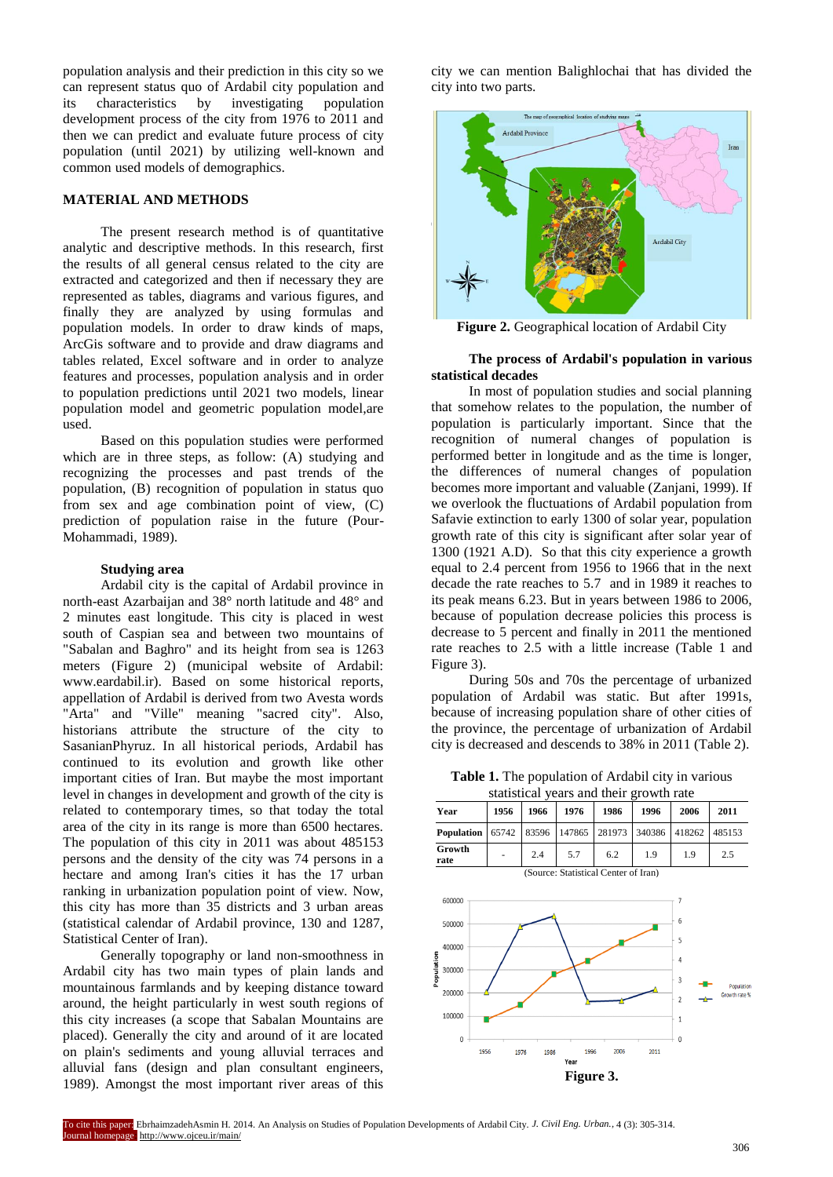population analysis and their prediction in this city so we can represent status quo of Ardabil city population and its characteristics by investigating population development process of the city from 1976 to 2011 and then we can predict and evaluate future process of city population (until 2021) by utilizing well-known and common used models of demographics.

## MATERIAL AND METHODS

The present research method is of quantitative analytic and descriptive methods. In this research, first the results of all general census related to the city are extracted and categorized and then if necessary they are represented as tables, diagrams and various figures, and finally they are analyzed by using formulas and population models. In order to draw kinds of maps, ArcGis software and to provide and draw diagrams and tables related, Excel software and in order to analyze features and processes, population analysis and in order to population predictions until 2021 two models, linear population model and geometric population model,are used.

Based on this population studies were performed which are in three steps, as follow: (A) studying and recognizing the processes and past trends of the population, (B) recognition of population in status quo from sex and age combination point of view, (C) prediction of population raise in the future (Pour-Mohammadi, 1989).

### Studying area

Ardabil city is the capital of Ardabil province in north-east Azarbaijan and 38° north latitude and 48° and 2 minutes east longitude. This city is placed in west south of Caspian sea and between two mountains of "Sabalan and Baghro" and its height from sea is 1263 meters (Figure 2) (municipal website of Ardabil: www.eardabil.ir). Based on some historical reports, appellation of Ardabil is derived from two Avesta words "Arta" and "Ville" meaning "sacred city". Also, historians attribute the structure of the city to SasanianPhyruz. In all historical periods, Ardabil has continued to its evolution and growth like other important cities of Iran. But maybe the most important level in changes in development and growth of the city is related to contemporary times, so that today the total area of the city in its range is more than 6500 hectares. The population of this city in 2011 was about 485153 persons and the density of the city was 74 persons in a hectare and among Iran's cities it has the 17 urban ranking in urbanization population point of view. Now, this city has more than 35 districts and 3 urban areas (statistical calendar of Ardabil province, 130 and 1287, Statistical Center of Iran).

Generally topography or land non-smoothness in Ardabil city has two main types of plain lands and mountainous farmlands and by keeping distance toward around, the height particularly in west south regions of this city increases (a scope that Sabalan Mountains are placed). Generally the city and around of it are located on plain's sediments and young alluvial terraces and alluvial fans (design and plan consultant engineers, 1989). Amongst the most important river areas of this city we can mention Balighlochai that has divided the city into two parts.

**Figure 2.** Geographical location of Ardabil City

### The process of Ardabil's population in various statistical decades

In most of population studies and social planning that somehow relates to the population, the number of population is particularly important. Since that the recognition of numeral changes of population is performed better in longitude and as the time is longer, the differences of numeral changes of population becomes more important and valuable (Zanjani, 1999). If we overlook the fluctuations of Ardabil population from Safavie extinction to early 1300 of solar year, population growth rate of this city is significant after solar year of 1300 (1921 A.D). So that this city experience a growth equal to 2.4 percent from 1956 to 1966 that in the next decade the rate reaches to 5.7 and in 1989 it reaches to its peak means 6.23. But in years between 1986 to 2006, because of population decrease policies this process is decrease to 5 percent and finally in 2011 the mentioned rate reaches to 2.5 with a little increase (Table 1 and Figure 3).

During 50s and 70s the percentage of urbanized population of Ardabil was static. But after 1991s, because of increasing population share of other cities of the province, the percentage of urbanization of Ardabil city is decreased and descends to 38% in 2011 (Table 2).

**Table 1.** The population of Ardabil city in various statistical years and their growth rate

| Year | 1956 | 1966 | 1976 | 1986 | 1996 | 2006 | 2011 |
|---|---|---|---|---|---|---|---|
| Population | 65742 | 83596 | 147865 | 281973 | 340386 | 418262 | 485153 |
| Growth rate | - | 2.4 | 5.7 | 6.2 | 1.9 | 1.9 | 2.5 |

(Source: Statistical Center of Iran)

**Figure 3.**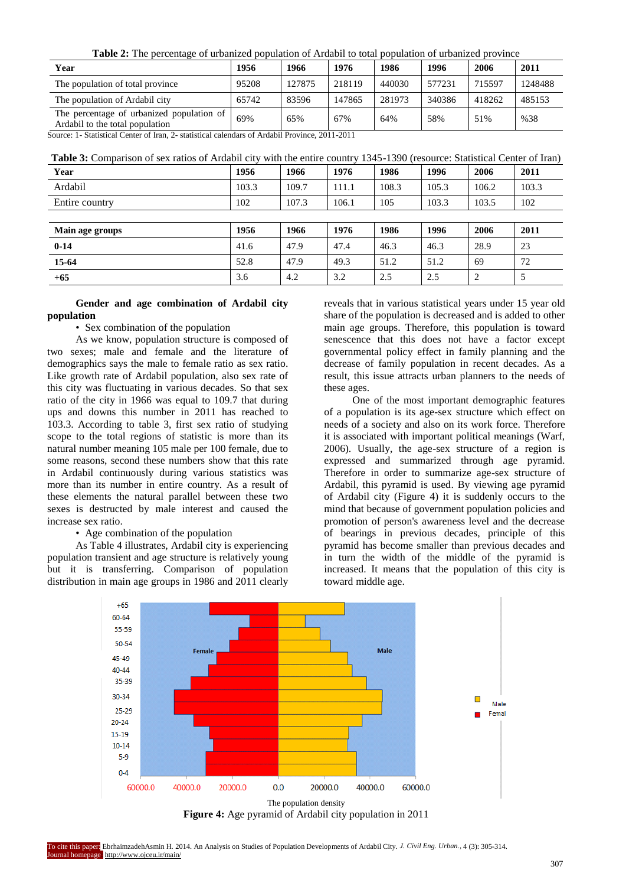**Table 2:** The percentage of urbanized population of Ardabil to total population of urbanized province

| Year | 1956 | 1966 | 1976 | 1986 | 1996 | 2006 | 2011 |
|---|---|---|---|---|---|---|---|
| The population of total province | 95208 | 127875 | 218119 | 440030 | 577231 | 715597 | 1248488 |
| The population of Ardabil city | 65742 | 83596 | 147865 | 281973 | 340386 | 418262 | 485153 |
| The percentage of urbanized population of Ardabil to the total population | 69% | 65% | 67% | 64% | 58% | 51% | %38 |

Source: 1- Statistical Center of Iran, 2- statistical calendars of Ardabil Province, 2011-2011

**Table 3:** Comparison of sex ratios of Ardabil city with the entire country 1345-1390 (resource: Statistical Center of Iran)

| Year | 1956 | 1966 | 1976 | 1986 | 1996 | 2006 | 2011 |
|---|---|---|---|---|---|---|---|
| Ardabil | 103.3 | 109.7 | 111.1 | 108.3 | 105.3 | 106.2 | 103.3 |
| Entire country | 102 | 107.3 | 106.1 | 105 | 103.3 | 103.5 | 102 |

| Main age groups | 1956 | 1966 | 1976 | 1986 | 1996 | 2006 | 2011 |
|---|---|---|---|---|---|---|---|
| **0-14** | 41.6 | 47.9 | 47.4 | 46.3 | 46.3 | 28.9 | 23 |
| **15-64** | 52.8 | 47.9 | 49.3 | 51.2 | 51.2 | 69 | 72 |
| **+65** | 3.6 | 4.2 | 3.2 | 2.5 | 2.5 | 2 | 5 |

**Gender and age combination of Ardabil city population**

- Sex combination of the population

As we know, population structure is composed of two sexes; male and female and the literature of demographics says the male to female ratio as sex ratio. Like growth rate of Ardabil population, also sex rate of this city was fluctuating in various decades. So that sex ratio of the city in 1966 was equal to 109.7 that during ups and downs this number in 2011 has reached to 103.3. According to table 3, first sex ratio of studying scope to the total regions of statistic is more than its natural number meaning 105 male per 100 female, due to some reasons, second these numbers show that this rate in Ardabil continuously during various statistics was more than its number in entire country. As a result of these elements the natural parallel between these two sexes is destructed by male interest and caused the increase sex ratio.

- Age combination of the population

As Table 4 illustrates, Ardabil city is experiencing population transient and age structure is relatively young but it is transferring. Comparison of population distribution in main age groups in 1986 and 2011 clearly reveals that in various statistical years under 15 year old share of the population is decreased and is added to other main age groups. Therefore, this population is toward senescence that this does not have a factor except governmental policy effect in family planning and the decrease of family population in recent decades. As a result, this issue attracts urban planners to the needs of these ages.

One of the most important demographic features of a population is its age-sex structure which effect on needs of a society and also on its work force. Therefore it is associated with important political meanings (Warf, 2006). Usually, the age-sex structure of a region is expressed and summarized through age pyramid. Therefore in order to summarize age-sex structure of Ardabil, this pyramid is used. By viewing age pyramid of Ardabil city (Figure 4) it is suddenly occurs to the mind that because of government population policies and promotion of person's awareness level and the decrease of bearings in previous decades, principle of this pyramid has become smaller than previous decades and in turn the width of the middle of the pyramid is increased. It means that the population of this city is toward middle age.

**Figure 4:** Age pyramid of Ardabil city population in 2011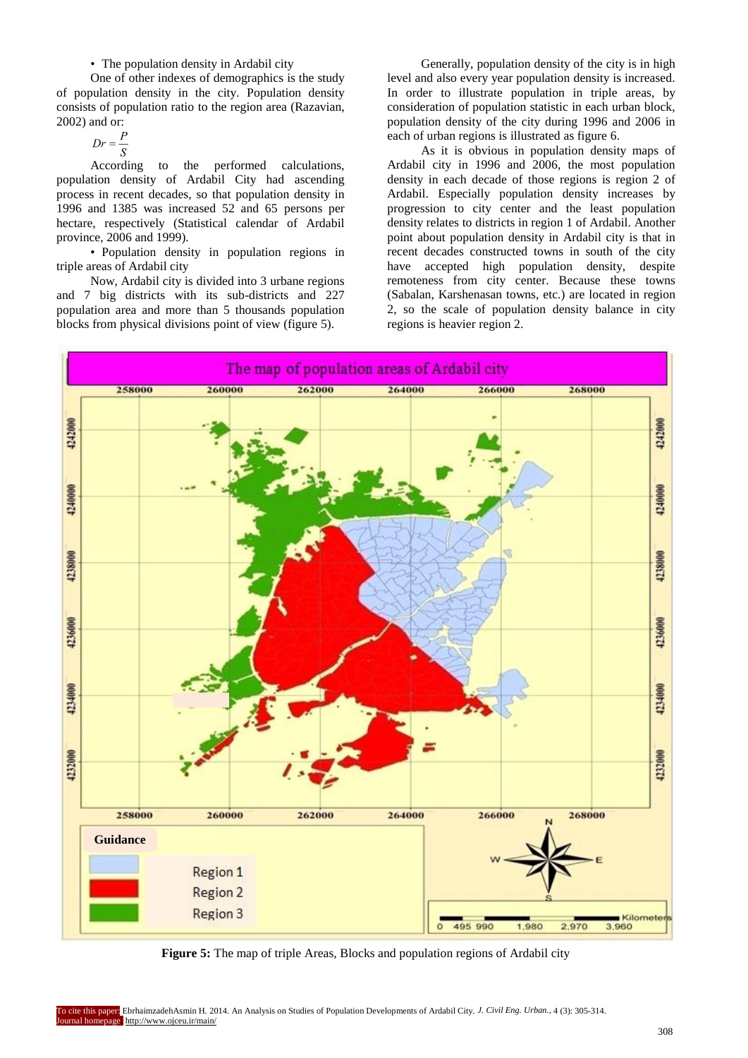• The population density in Ardabil city

One of other indexes of demographics is the study of population density in the city. Population density consists of population ratio to the region area (Razavian, 2002) and or:

$$Dr = \frac{P}{S}$$

According to the performed calculations, population density of Ardabil City had ascending process in recent decades, so that population density in 1996 and 1385 was increased 52 and 65 persons per hectare, respectively (Statistical calendar of Ardabil province, 2006 and 1999).

• Population density in population regions in triple areas of Ardabil city

Now, Ardabil city is divided into 3 urbane regions and 7 big districts with its sub-districts and 227 population area and more than 5 thousands population blocks from physical divisions point of view (figure 5).

Generally, population density of the city is in high level and also every year population density is increased. In order to illustrate population in triple areas, by consideration of population statistic in each urban block, population density of the city during 1996 and 2006 in each of urban regions is illustrated as figure 6.

As it is obvious in population density maps of Ardabil city in 1996 and 2006, the most population density in each decade of those regions is region 2 of Ardabil. Especially population density increases by progression to city center and the least population density relates to districts in region 1 of Ardabil. Another point about population density in Ardabil city is that in recent decades constructed towns in south of the city have accepted high population density, despite remoteness from city center. Because these towns (Sabalan, Karshenasan towns, etc.) are located in region 2, so the scale of population density balance in city regions is heavier region 2.

**Figure 5:** The map of triple Areas, Blocks and population regions of Ardabil city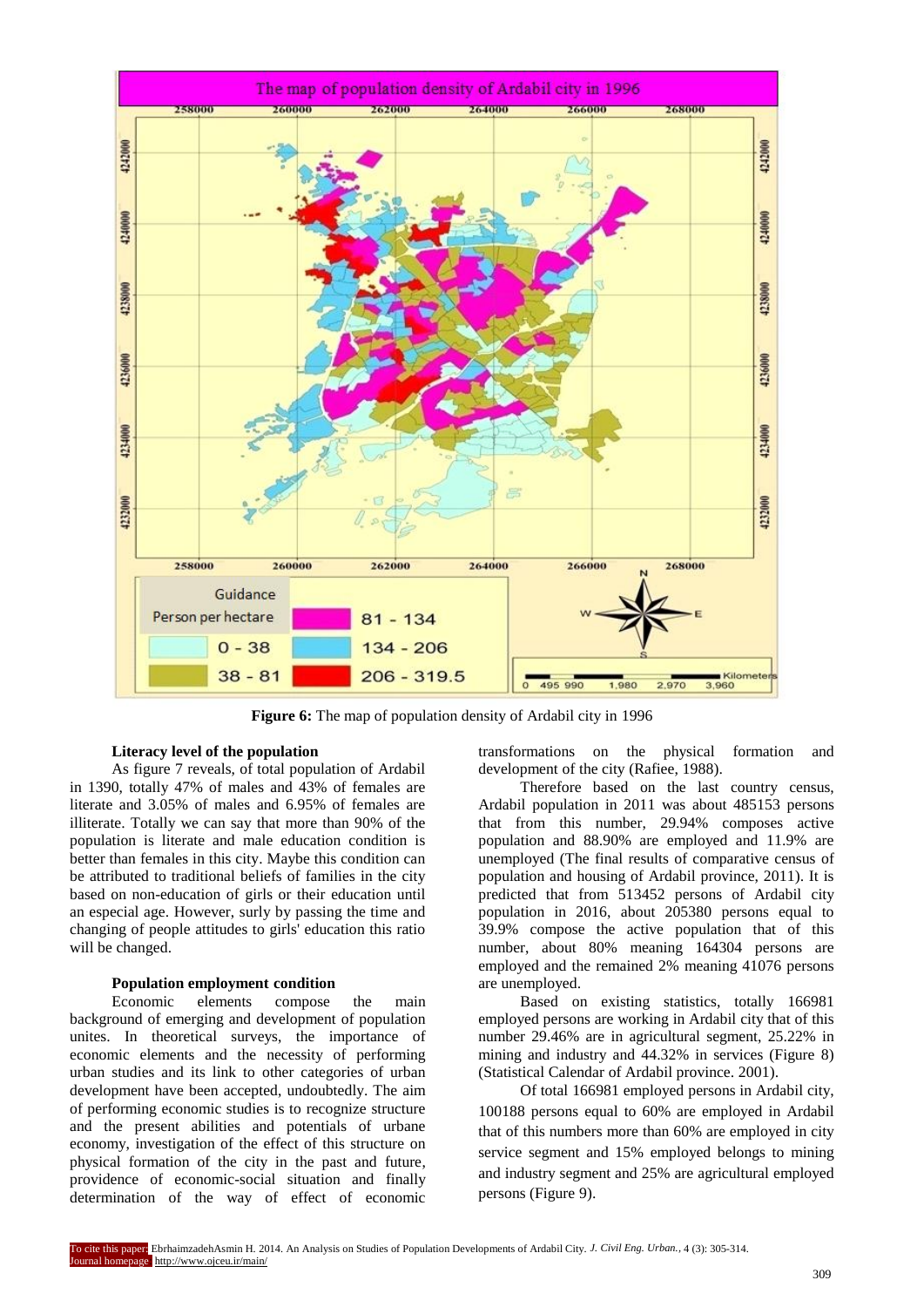Figure 6: The map of population density of Ardabil city in 1996

### Literacy level of the population

As figure 7 reveals, of total population of Ardabil in 1390, totally 47% of males and 43% of females are literate and 3.05% of males and 6.95% of females are illiterate. Totally we can say that more than 90% of the population is literate and male education condition is better than females in this city. Maybe this condition can be attributed to traditional beliefs of families in the city based on non-education of girls or their education until an especial age. However, surly by passing the time and changing of people attitudes to girls' education this ratio will be changed.

### Population employment condition

Economic elements compose the main background of emerging and development of population unites. In theoretical surveys, the importance of economic elements and the necessity of performing urban studies and its link to other categories of urban development have been accepted, undoubtedly. The aim of performing economic studies is to recognize structure and the present abilities and potentials of urbane economy, investigation of the effect of this structure on physical formation of the city in the past and future, providence of economic-social situation and finally determination of the way of effect of economic transformations on the physical formation and development of the city (Rafiee, 1988).

Therefore based on the last country census, Ardabil population in 2011 was about 485153 persons that from this number, 29.94% composes active population and 88.90% are employed and 11.9% are unemployed (The final results of comparative census of population and housing of Ardabil province, 2011). It is predicted that from 513452 persons of Ardabil city population in 2016, about 205380 persons equal to 39.9% compose the active population that of this number, about 80% meaning 164304 persons are employed and the remained 2% meaning 41076 persons are unemployed.

Based on existing statistics, totally 166981 employed persons are working in Ardabil city that of this number 29.46% are in agricultural segment, 25.22% in mining and industry and 44.32% in services (Figure 8) (Statistical Calendar of Ardabil province. 2001).

Of total 166981 employed persons in Ardabil city, 100188 persons equal to 60% are employed in Ardabil that of this numbers more than 60% are employed in city service segment and 15% employed belongs to mining and industry segment and 25% are agricultural employed persons (Figure 9).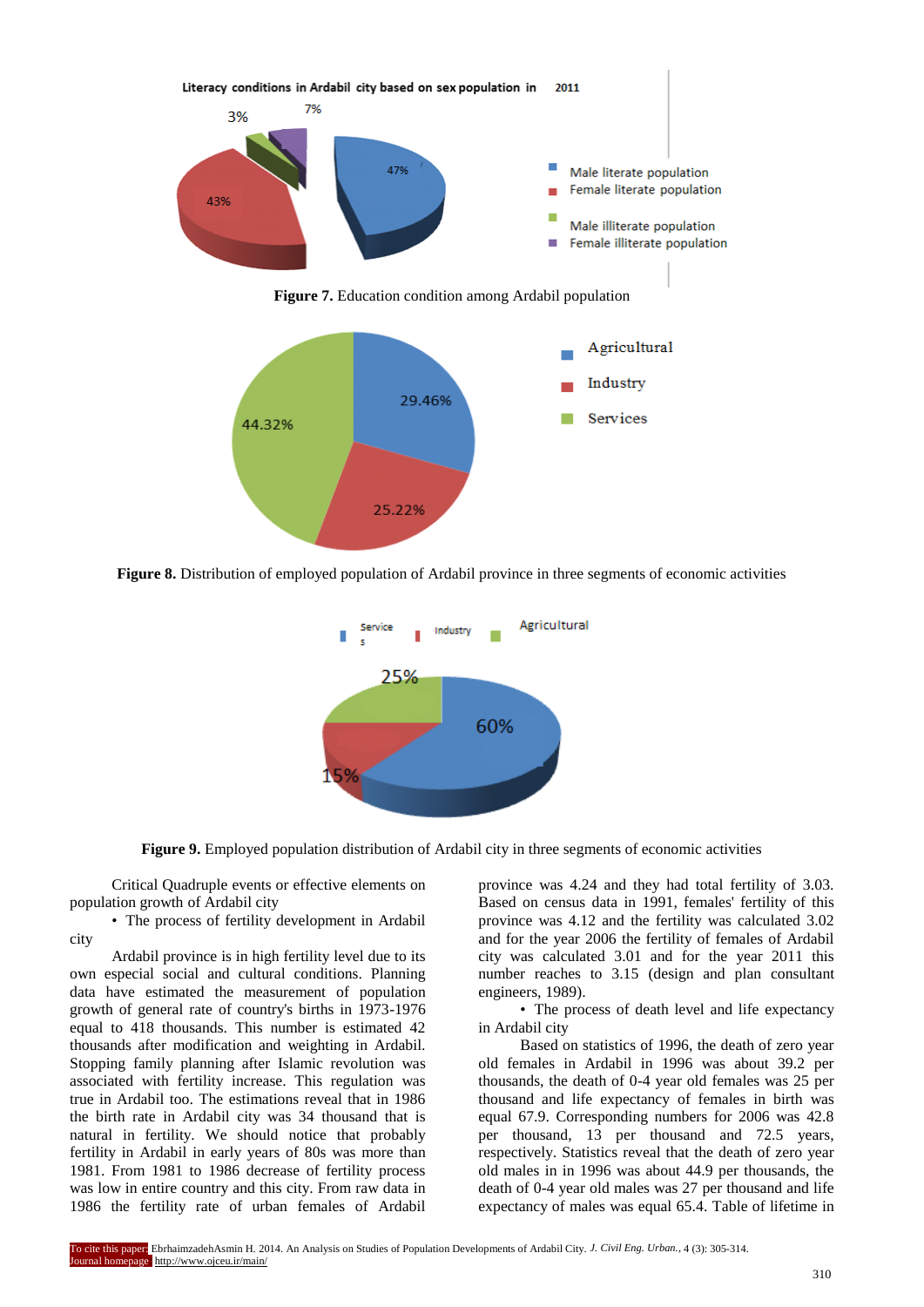Figure 7. Education condition among Ardabil population

Figure 8. Distribution of employed population of Ardabil province in three segments of economic activities

Figure 9. Employed population distribution of Ardabil city in three segments of economic activities

Critical Quadruple events or effective elements on population growth of Ardabil city

- The process of fertility development in Ardabil city

Ardabil province is in high fertility level due to its own especial social and cultural conditions. Planning data have estimated the measurement of population growth of general rate of country's births in 1973-1976 equal to 418 thousands. This number is estimated 42 thousands after modification and weighting in Ardabil. Stopping family planning after Islamic revolution was associated with fertility increase. This regulation was true in Ardabil too. The estimations reveal that in 1986 the birth rate in Ardabil city was 34 thousand that is natural in fertility. We should notice that probably fertility in Ardabil in early years of 80s was more than 1981. From 1981 to 1986 decrease of fertility process was low in entire country and this city. From raw data in 1986 the fertility rate of urban females of Ardabil province was 4.24 and they had total fertility of 3.03. Based on census data in 1991, females' fertility of this province was 4.12 and the fertility was calculated 3.02 and for the year 2006 the fertility of females of Ardabil city was calculated 3.01 and for the year 2011 this number reaches to 3.15 (design and plan consultant engineers, 1989).

- The process of death level and life expectancy in Ardabil city

Based on statistics of 1996, the death of zero year old females in Ardabil in 1996 was about 39.2 per thousands, the death of 0-4 year old females was 25 per thousand and life expectancy of females in birth was equal 67.9. Corresponding numbers for 2006 was 42.8 per thousand, 13 per thousand and 72.5 years, respectively. Statistics reveal that the death of zero year old males in in 1996 was about 44.9 per thousands, the death of 0-4 year old males was 27 per thousand and life expectancy of males was equal 65.4. Table of lifetime in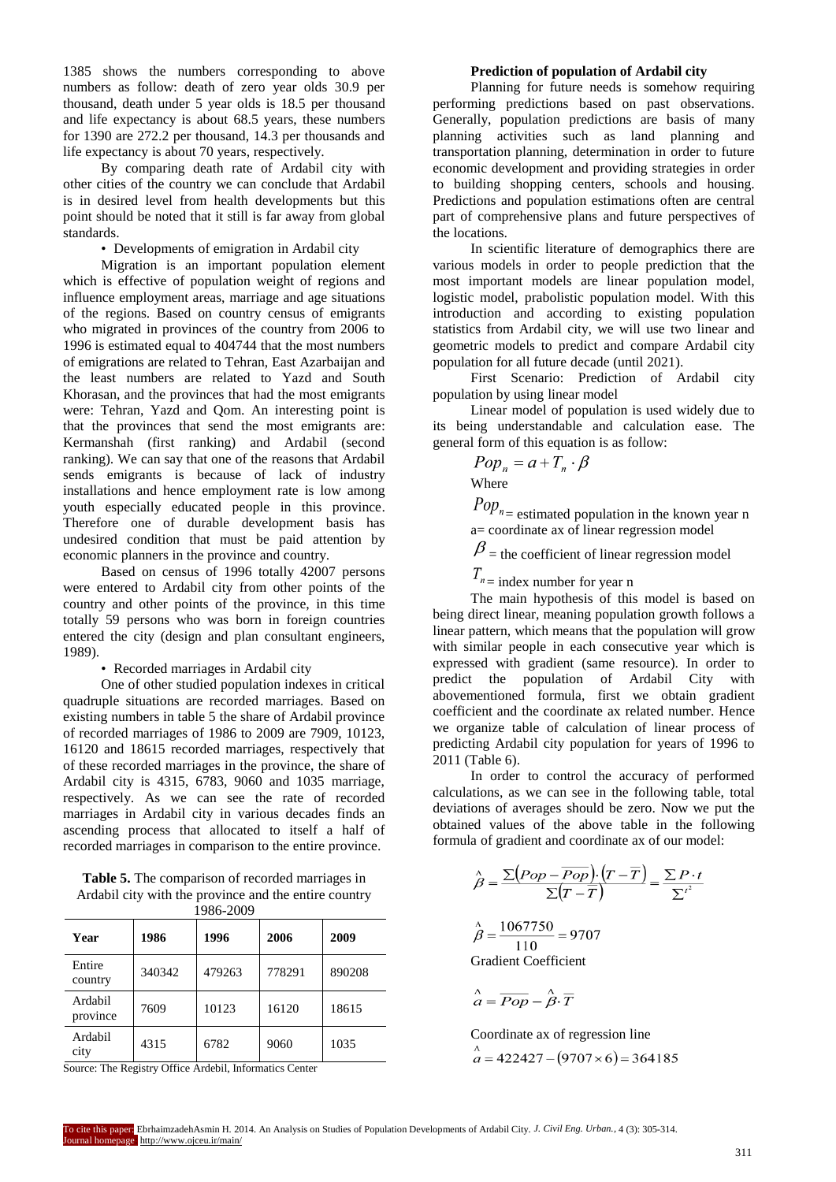1385 shows the numbers corresponding to above numbers as follow: death of zero year olds 30.9 per thousand, death under 5 year olds is 18.5 per thousand and life expectancy is about 68.5 years, these numbers for 1390 are 272.2 per thousand, 14.3 per thousands and life expectancy is about 70 years, respectively.

By comparing death rate of Ardabil city with other cities of the country we can conclude that Ardabil is in desired level from health developments but this point should be noted that it still is far away from global standards.

• Developments of emigration in Ardabil city

Migration is an important population element which is effective of population weight of regions and influence employment areas, marriage and age situations of the regions. Based on country census of emigrants who migrated in provinces of the country from 2006 to 1996 is estimated equal to 404744 that the most numbers of emigrations are related to Tehran, East Azarbaijan and the least numbers are related to Yazd and South Khorasan, and the provinces that had the most emigrants were: Tehran, Yazd and Qom. An interesting point is that the provinces that send the most emigrants are: Kermanshah (first ranking) and Ardabil (second ranking). We can say that one of the reasons that Ardabil sends emigrants is because of lack of industry installations and hence employment rate is low among youth especially educated people in this province. Therefore one of durable development basis has undesired condition that must be paid attention by economic planners in the province and country.

Based on census of 1996 totally 42007 persons were entered to Ardabil city from other points of the country and other points of the province, in this time totally 59 persons who was born in foreign countries entered the city (design and plan consultant engineers, 1989).

• Recorded marriages in Ardabil city

One of other studied population indexes in critical quadruple situations are recorded marriages. Based on existing numbers in table 5 the share of Ardabil province of recorded marriages of 1986 to 2009 are 7909, 10123, 16120 and 18615 recorded marriages, respectively that of these recorded marriages in the province, the share of Ardabil city is 4315, 6783, 9060 and 1035 marriage, respectively. As we can see the rate of recorded marriages in Ardabil city in various decades finds an ascending process that allocated to itself a half of recorded marriages in comparison to the entire province.

**Table 5.** The comparison of recorded marriages in Ardabil city with the province and the entire country 1986-2009

| Year | 1986 | 1996 | 2006 | 2009 |
|---|---|---|---|---|
| Entire country | 340342 | 479263 | 778291 | 890208 |
| Ardabil province | 7609 | 10123 | 16120 | 18615 |
| Ardabil city | 4315 | 6782 | 9060 | 1035 |

Source: The Registry Office Ardebil, Informatics Center

**Prediction of population of Ardabil city**

Planning for future needs is somehow requiring performing predictions based on past observations. Generally, population predictions are basis of many planning activities such as land planning and transportation planning, determination in order to future economic development and providing strategies in order to building shopping centers, schools and housing. Predictions and population estimations often are central part of comprehensive plans and future perspectives of the locations.

In scientific literature of demographics there are various models in order to people prediction that the most important models are linear population model, logistic model, prabolistic population model. With this introduction and according to existing population statistics from Ardabil city, we will use two linear and geometric models to predict and compare Ardabil city population for all future decade (until 2021).

First Scenario: Prediction of Ardabil city population by using linear model

Linear model of population is used widely due to its being understandable and calculation ease. The general form of this equation is as follow:

$$Pop_n = a + T_n \cdot \beta$$

Where

$Pop_n$ = estimated population in the known year n

a= coordinate ax of linear regression model

$\beta$ = the coefficient of linear regression model

$T_n$ = index number for year n

The main hypothesis of this model is based on being direct linear, meaning population growth follows a linear pattern, which means that the population will grow with similar people in each consecutive year which is expressed with gradient (same resource). In order to predict the population of Ardabil City with abovementioned formula, first we obtain gradient coefficient and the coordinate ax related number. Hence we organize table of calculation of linear process of predicting Ardabil city population for years of 1996 to 2011 (Table 6).

In order to control the accuracy of performed calculations, as we can see in the following table, total deviations of averages should be zero. Now we put the obtained values of the above table in the following formula of gradient and coordinate ax of our model:

$$\hat{\beta} = \frac{\Sigma\left(Pop - \overline{Pop}\right)\cdot\left(T - \overline{T}\right)}{\Sigma\left(T - \overline{T}\right)} = \frac{\Sigma P \cdot t}{\Sigma^{t^2}}$$

$$\hat{\beta} = \frac{1067750}{110} = 9707$$

Gradient Coefficient

$$\hat{a} = \overline{Pop} - \hat{\beta} \cdot \overline{T}$$

Coordinate ax of regression line

$$\hat{a} = 422427 - (9707 \times 6) = 364185$$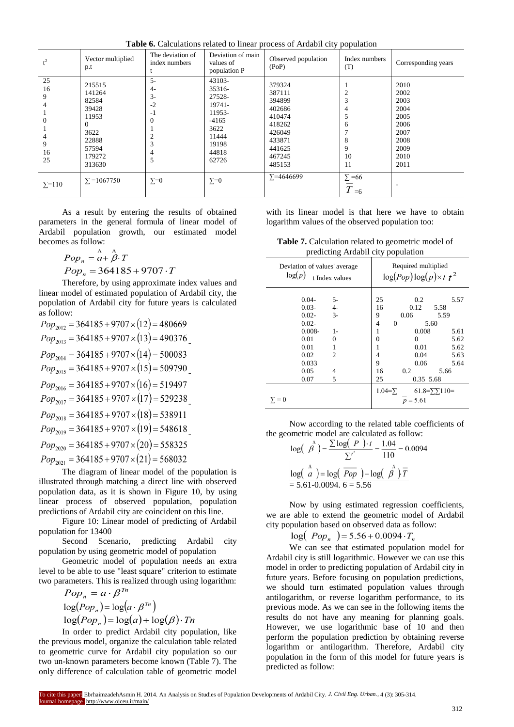**Table 6.** Calculations related to linear process of Ardabil city population

| $t^2$ | Vector multiplied p.t | The deviation of index numbers t | Deviation of main values of population P | Observed population (PoP) | Index numbers (T) | Corresponding years |
|---|---|---|---|---|---|---|
| 25 | 215515 | 5- | 43103- | 379324 | 1 | 2010 |
| 16 | 141264 | 4- | 35316- | 387111 | 2 | 2002 |
| 9 | 82584 | 3- | 27528- | 394899 | 3 | 2003 |
| 4 | 39428 | -2 | 19741- | 402686 | 4 | 2004 |
| 1 | 11953 | -1 | 11953- | 410474 | 5 | 2005 |
| 0 | 0 | 0 | -4165 | 418262 | 6 | 2006 |
| 1 | 3622 | 1 | 3622 | 426049 | 7 | 2007 |
| 4 | 22888 | 2 | 11444 | 433871 | 8 | 2008 |
| 9 | 57594 | 3 | 19198 | 441625 | 9 | 2009 |
| 16 | 179272 | 4 | 44818 | 467245 | 10 | 2010 |
| 25 | 313630 | 5 | 62726 | 485153 | 11 | 2011 |
| ∑=110 | ∑ =1067750 | ∑=0 | ∑=0 | ∑=4646699 | ∑ =66, $\overline{T}$ =6 | - |

As a result by entering the results of obtained parameters in the general formula of linear model of Ardabil population growth, our estimated model becomes as follow:

$$Pop_n = \hat{a} + \hat{\beta} \cdot T$$

$$Pop_n = 364185 + 9707 \cdot T$$

Therefore, by using approximate index values and linear model of estimated population of Ardabil city, the population of Ardabil city for future years is calculated as follow:

$$Pop_{2012} = 364185 + 9707 \times (12) = 480669$$

$$Pop_{2013} = 364185 + 9707 \times (13) = 490376$$

$$Pop_{2014} = 364185 + 9707 \times (14) = 500083$$

$$Pop_{2015} = 364185 + 9707 \times (15) = 509790$$

$$Pop_{2016} = 364185 + 9707 \times (16) = 519497$$

$$Pop_{2017} = 364185 + 9707 \times (17) = 529238$$

$$Pop_{2018} = 364185 + 9707 \times (18) = 538911$$

$$Pop_{2019} = 364185 + 9707 \times (19) = 548618$$

$$Pop_{2020} = 364185 + 9707 \times (20) = 558325$$

$$Pop_{2021} = 364185 + 9707 \times (21) = 568032$$

The diagram of linear model of the population is illustrated through matching a direct line with observed population data, as it is shown in Figure 10, by using linear process of observed population, population predictions of Ardabil city are coincident on this line.

Figure 10: Linear model of predicting of Ardabil population for 13400

Second Scenario, predicting Ardabil city population by using geometric model of population

Geometric model of population needs an extra level to be able to use "least square" criterion to estimate two parameters. This is realized through using logarithm:

$$Pop_n = a \cdot \beta^{Tn}$$

$$\log(Pop_n) = \log(a \cdot \beta^{Tn})$$

$$\log(Pop_n) = \log(a) + \log(\beta) \cdot Tn$$

In order to predict Ardabil city population, like the previous model, organize the calculation table related to geometric curve for Ardabil city population so our two un-known parameters become known (Table 7). The only difference of calculation table of geometric model with its linear model is that here we have to obtain logarithm values of the observed population too:

**Table 7.** Calculation related to geometric model of predicting Ardabil city population

| Deviation of values' average $\log(p)$ | t Index values | $t^2$ | Required multiplied $\log(Pop)\log(p) \times t$ | $\log(Pop)$ |
|---|---|---|---|---|
| 0.04- | 5- | 25 | 0.2 | 5.57 |
| 0.03- | 4- | 16 | 0.12 | 5.58 |
| 0.02- | 3- | 9 | 0.06 | 5.59 |
| 0.02- | | 4 | 0 | 5.60 |
| 0.008- | 1- | 1 | 0.008 | 5.61 |
| 0.01 | 0 | 0 | 0 | 5.62 |
| 0.01 | 1 | 1 | 0.01 | 5.62 |
| 0.02 | 2 | 4 | 0.04 | 5.63 |
| 0.033 | | 9 | 0.06 | 5.64 |
| 0.05 | 4 | 16 | 0.2 | 5.66 |
| 0.07 | 5 | 25 | 0.35 | 5.68 |
| ∑ = 0 | | ∑∑110= | 1.04=∑ | 61.8=∑, $\overline{p} = 5.61$ |

Now according to the related table coefficients of the geometric model are calculated as follow:

$$\log(\hat{\beta}) = \frac{\sum \log(P) \cdot t}{\sum t^2} = \frac{1.04}{110} = 0.0094$$

$$\log(\hat{a}) = \log(\overline{Pop}) - \log(\hat{\beta}) \cdot \overline{T}$$

$$= 5.61 - 0.0094 \cdot 6 = 5.56$$

Now by using estimated regression coefficients, we are able to extend the geometric model of Ardabil city population based on observed data as follow:

$$\log(Pop_n) = 5.56 + 0.0094 \cdot T_n$$

We can see that estimated population model for Ardabil city is still logarithmic. However we can use this model in order to predicting population of Ardabil city in future years. Before focusing on population predictions, we should turn estimated population values through antilogarithm, or reverse logarithm performance, to its previous mode. As we can see in the following items the results do not have any meaning for planning goals. However, we use logarithmic base of 10 and then perform the population prediction by obtaining reverse logarithm or antilogarithm. Therefore, Ardabil city population in the form of this model for future years is predicted as follow: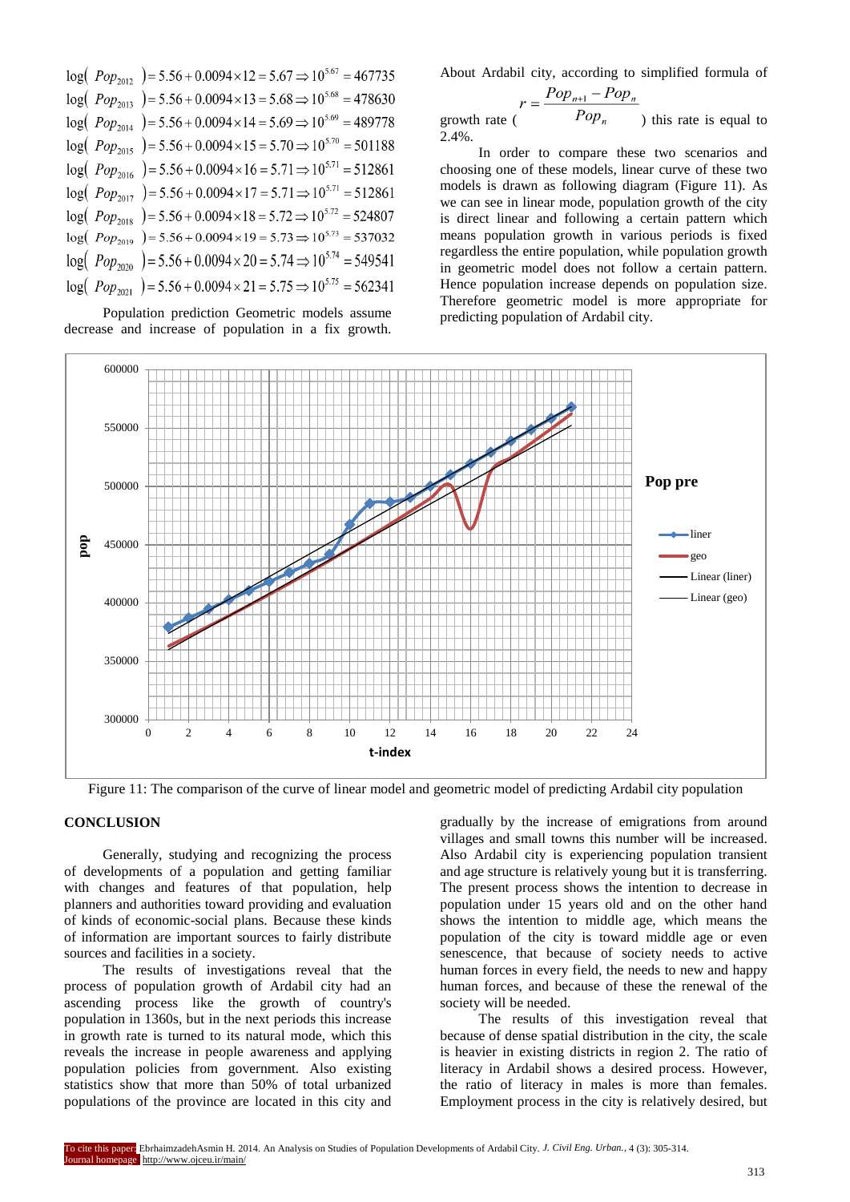$$\log(\ Pop_{2012}\ ) = 5.56 + 0.0094 \times 12 = 5.67 \Rightarrow 10^{5.67} = 467735$$
$$\log(\ Pop_{2013}\ ) = 5.56 + 0.0094 \times 13 = 5.68 \Rightarrow 10^{5.68} = 478630$$
$$\log(\ Pop_{2014}\ ) = 5.56 + 0.0094 \times 14 = 5.69 \Rightarrow 10^{5.69} = 489778$$
$$\log(\ Pop_{2015}\ ) = 5.56 + 0.0094 \times 15 = 5.70 \Rightarrow 10^{5.70} = 501188$$
$$\log(\ Pop_{2016}\ ) = 5.56 + 0.0094 \times 16 = 5.71 \Rightarrow 10^{5.71} = 512861$$
$$\log(\ Pop_{2017}\ ) = 5.56 + 0.0094 \times 17 = 5.71 \Rightarrow 10^{5.71} = 512861$$
$$\log(\ Pop_{2018}\ ) = 5.56 + 0.0094 \times 18 = 5.72 \Rightarrow 10^{5.72} = 524807$$
$$\log(\ Pop_{2019}\ ) = 5.56 + 0.0094 \times 19 = 5.73 \Rightarrow 10^{5.73} = 537032$$
$$\log(\ Pop_{2020}\ ) = 5.56 + 0.0094 \times 20 = 5.74 \Rightarrow 10^{5.74} = 549541$$
$$\log(\ Pop_{2021}\ ) = 5.56 + 0.0094 \times 21 = 5.75 \Rightarrow 10^{5.75} = 562341$$

Population prediction Geometric models assume decrease and increase of population in a fix growth. About Ardabil city, according to simplified formula of growth rate ( $r = \dfrac{Pop_{n+1} - Pop_n}{Pop_n}$ ) this rate is equal to 2.4%.

In order to compare these two scenarios and choosing one of these models, linear curve of these two models is drawn as following diagram (Figure 11). As we can see in linear mode, population growth of the city is direct linear and following a certain pattern which means population growth in various periods is fixed regardless the entire population, while population growth in geometric model does not follow a certain pattern. Hence population increase depends on population size. Therefore geometric model is more appropriate for predicting population of Ardabil city.

Figure 11: The comparison of the curve of linear model and geometric model of predicting Ardabil city population

## CONCLUSION

Generally, studying and recognizing the process of developments of a population and getting familiar with changes and features of that population, help planners and authorities toward providing and evaluation of kinds of economic-social plans. Because these kinds of information are important sources to fairly distribute sources and facilities in a society.

The results of investigations reveal that the process of population growth of Ardabil city had an ascending process like the growth of country's population in 1360s, but in the next periods this increase in growth rate is turned to its natural mode, which this reveals the increase in people awareness and applying population policies from government. Also existing statistics show that more than 50% of total urbanized populations of the province are located in this city and gradually by the increase of emigrations from around villages and small towns this number will be increased. Also Ardabil city is experiencing population transient and age structure is relatively young but it is transferring. The present process shows the intention to decrease in population under 15 years old and on the other hand shows the intention to middle age, which means the population of the city is toward middle age or even senescence, that because of society needs to active human forces in every field, the needs to new and happy human forces, and because of these the renewal of the society will be needed.

The results of this investigation reveal that because of dense spatial distribution in the city, the scale is heavier in existing districts in region 2. The ratio of literacy in Ardabil shows a desired process. However, the ratio of literacy in males is more than females. Employment process in the city is relatively desired, but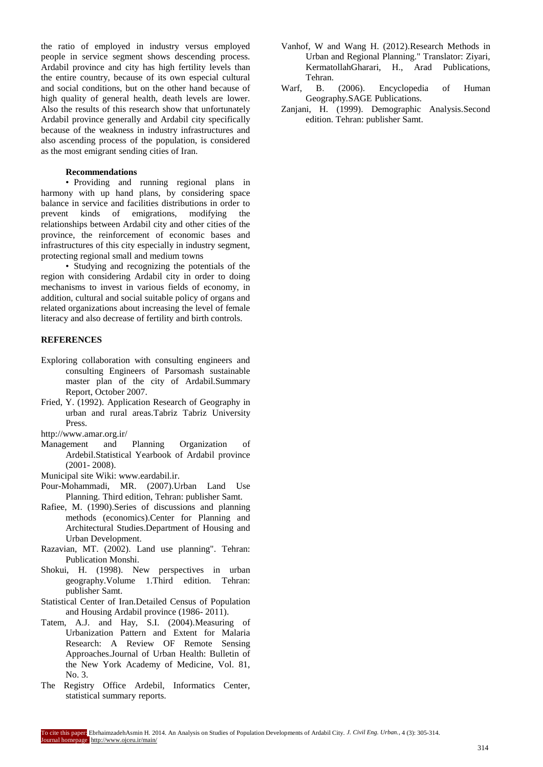the ratio of employed in industry versus employed people in service segment shows descending process. Ardabil province and city has high fertility levels than the entire country, because of its own especial cultural and social conditions, but on the other hand because of high quality of general health, death levels are lower. Also the results of this research show that unfortunately Ardabil province generally and Ardabil city specifically because of the weakness in industry infrastructures and also ascending process of the population, is considered as the most emigrant sending cities of Iran.

### Recommendations

• Providing and running regional plans in harmony with up hand plans, by considering space balance in service and facilities distributions in order to prevent kinds of emigrations, modifying the relationships between Ardabil city and other cities of the province, the reinforcement of economic bases and infrastructures of this city especially in industry segment, protecting regional small and medium towns

• Studying and recognizing the potentials of the region with considering Ardabil city in order to doing mechanisms to invest in various fields of economy, in addition, cultural and social suitable policy of organs and related organizations about increasing the level of female literacy and also decrease of fertility and birth controls.

## REFERENCES

Exploring collaboration with consulting engineers and consulting Engineers of Parsomash sustainable master plan of the city of Ardabil.Summary Report, October 2007.

Fried, Y. (1992). Application Research of Geography in urban and rural areas.Tabriz Tabriz University Press.

http://www.amar.org.ir/

Management and Planning Organization of Ardebil.Statistical Yearbook of Ardabil province (2001- 2008).

Municipal site Wiki: www.eardabil.ir.

Pour-Mohammadi, MR. (2007).Urban Land Use Planning. Third edition, Tehran: publisher Samt.

Rafiee, M. (1990).Series of discussions and planning methods (economics).Center for Planning and Architectural Studies.Department of Housing and Urban Development.

Razavian, MT. (2002). Land use planning". Tehran: Publication Monshi.

Shokui, H. (1998). New perspectives in urban geography.Volume 1.Third edition. Tehran: publisher Samt.

Statistical Center of Iran.Detailed Census of Population and Housing Ardabil province (1986- 2011).

Tatem, A.J. and Hay, S.I. (2004).Measuring of Urbanization Pattern and Extent for Malaria Research: A Review OF Remote Sensing Approaches.Journal of Urban Health: Bulletin of the New York Academy of Medicine, Vol. 81, No. 3.

The Registry Office Ardebil, Informatics Center, statistical summary reports.

Vanhof, W and Wang H. (2012).Research Methods in Urban and Regional Planning." Translator: Ziyari, KermatollahGharari, H., Arad Publications, Tehran.

Warf, B. (2006). Encyclopedia of Human Geography.SAGE Publications.

Zanjani, H. (1999). Demographic Analysis.Second edition. Tehran: publisher Samt.